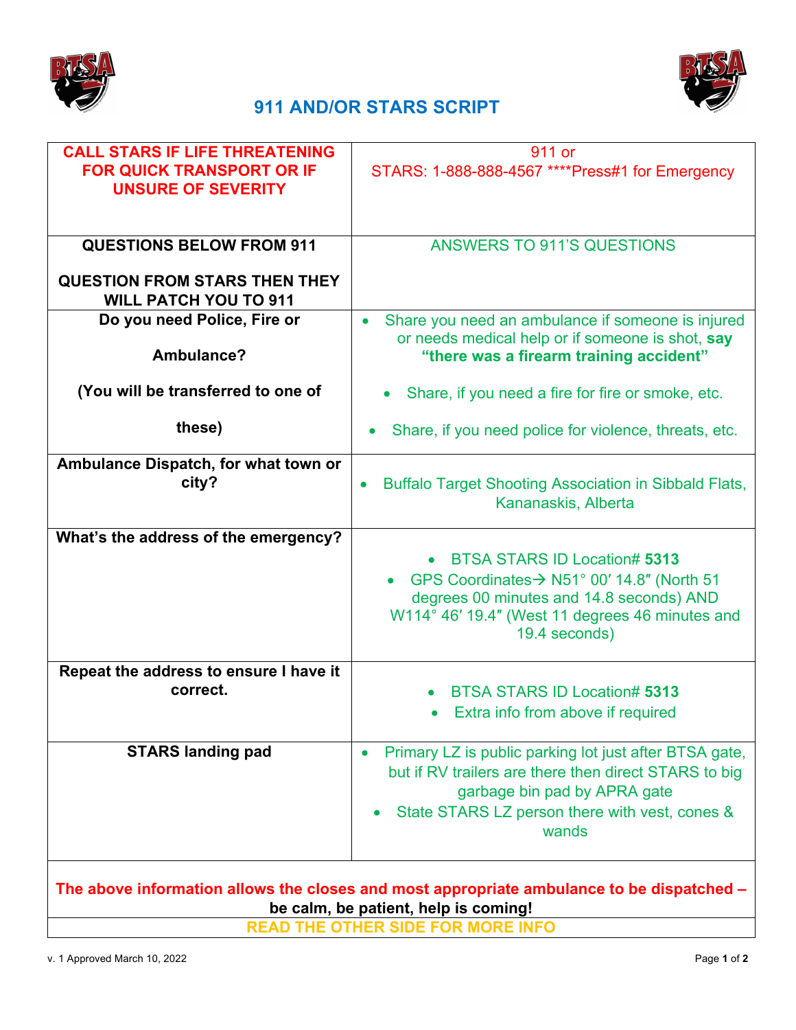# 911 AND/OR STARS SCRIPT

| **CALL STARS IF LIFE THREATENING FOR QUICK TRANSPORT OR IF UNSURE OF SEVERITY** | 911 or<br>STARS: 1-888-888-4567 ****Press#1 for Emergency |
|---|---|
| **QUESTIONS BELOW FROM 911**<br><br>**QUESTION FROM STARS THEN THEY WILL PATCH YOU TO 911** | ANSWERS TO 911'S QUESTIONS |
| **Do you need Police, Fire or Ambulance?**<br><br>**(You will be transferred to one of these)** | • Share you need an ambulance if someone is injured or needs medical help or if someone is shot, **say "there was a firearm training accident"**<br>• Share, if you need a fire for fire or smoke, etc.<br>• Share, if you need police for violence, threats, etc. |
| **Ambulance Dispatch, for what town or city?** | • Buffalo Target Shooting Association in Sibbald Flats, Kananaskis, Alberta |
| **What's the address of the emergency?** | • BTSA STARS ID Location# **5313**<br>• GPS Coordinates→ N51° 00′ 14.8″ (North 51 degrees 00 minutes and 14.8 seconds) AND W114° 46′ 19.4″ (West 11 degrees 46 minutes and 19.4 seconds) |
| **Repeat the address to ensure I have it correct.** | • BTSA STARS ID Location# **5313**<br>• Extra info from above if required |
| **STARS landing pad** | • Primary LZ is public parking lot just after BTSA gate, but if RV trailers are there then direct STARS to big garbage bin pad by APRA gate<br>• State STARS LZ person there with vest, cones & wands |

**The above information allows the closes and most appropriate ambulance to be dispatched – be calm, be patient, help is coming!**

**READ THE OTHER SIDE FOR MORE INFO**

v. 1 Approved March 10, 2022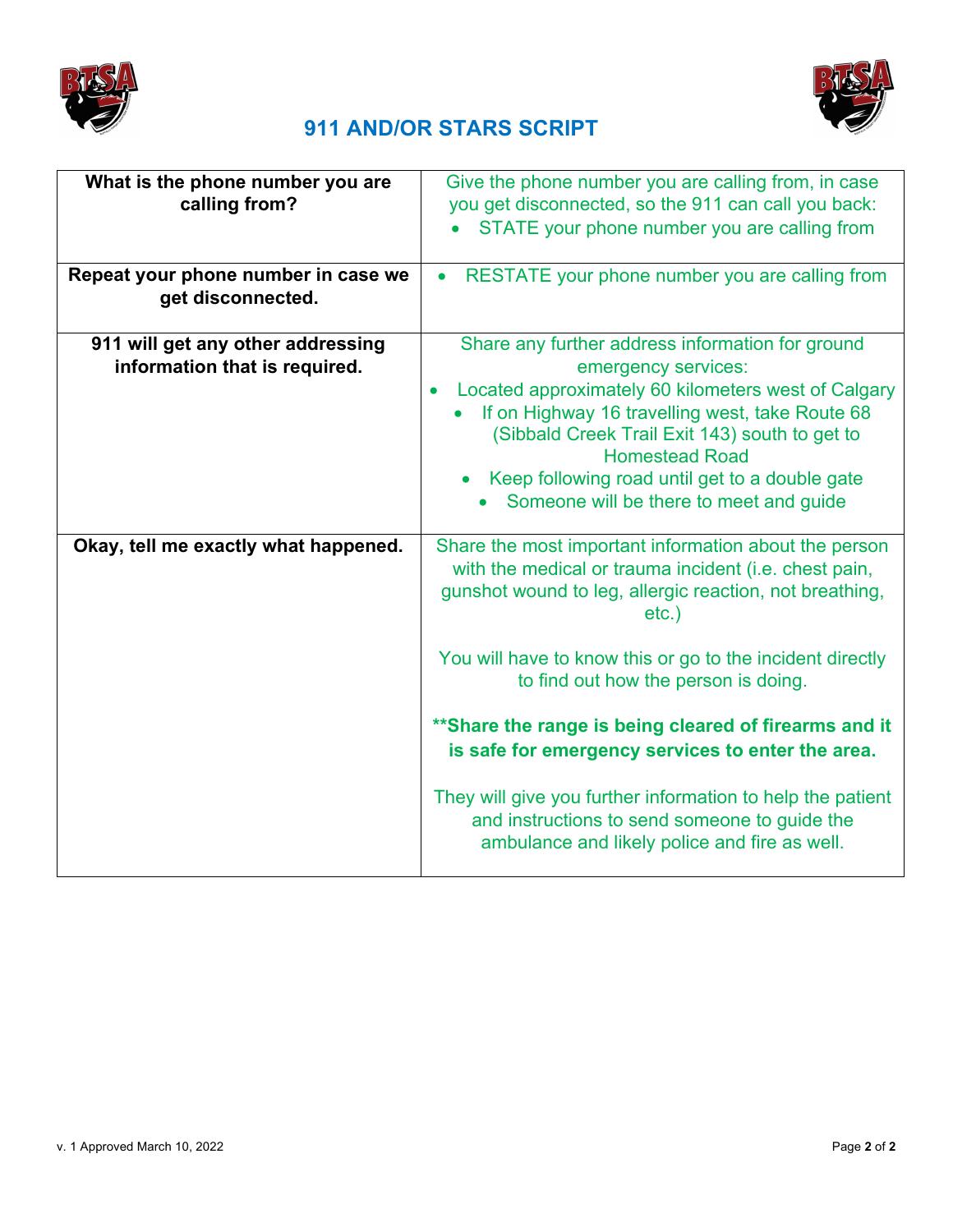# 911 AND/OR STARS SCRIPT

| | |
|---|---|
| **What is the phone number you are calling from?** | Give the phone number you are calling from, in case you get disconnected, so the 911 can call you back:<br>• STATE your phone number you are calling from |
| **Repeat your phone number in case we get disconnected.** | • RESTATE your phone number you are calling from |
| **911 will get any other addressing information that is required.** | Share any further address information for ground emergency services:<br>• Located approximately 60 kilometers west of Calgary<br>• If on Highway 16 travelling west, take Route 68 (Sibbald Creek Trail Exit 143) south to get to Homestead Road<br>• Keep following road until get to a double gate<br>• Someone will be there to meet and guide |
| **Okay, tell me exactly what happened.** | Share the most important information about the person with the medical or trauma incident (i.e. chest pain, gunshot wound to leg, allergic reaction, not breathing, etc.)<br><br>You will have to know this or go to the incident directly to find out how the person is doing.<br><br>**\*\*Share the range is being cleared of firearms and it is safe for emergency services to enter the area.**<br><br>They will give you further information to help the patient and instructions to send someone to guide the ambulance and likely police and fire as well. |

v. 1 Approved March 10, 2022